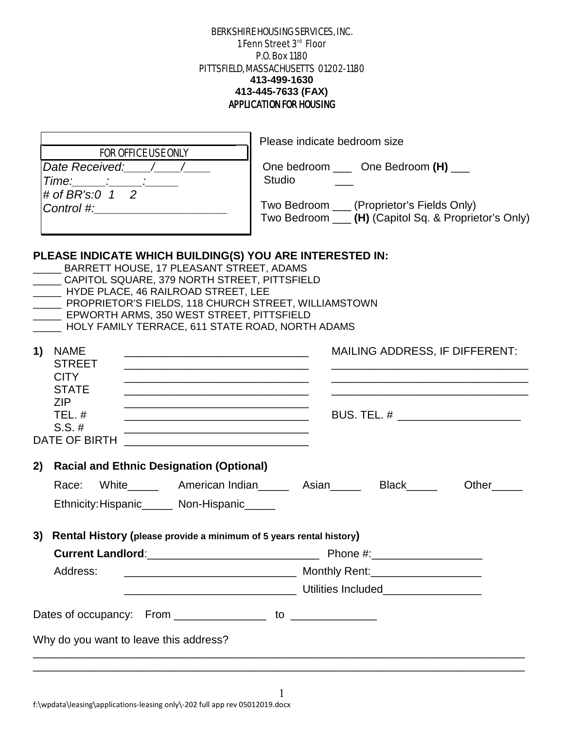BERKSHIRE HOUSING SERVICES, INC.
1 Fenn Street 3rd Floor
P.O. Box 1180
PITTSFIELD, MASSACHUSETTS 01202-1180
**413-499-1630**
**413-445-7633 (FAX)**

# APPLICATION FOR HOUSING

| FOR OFFICE USE ONLY |
|---|
| *Date Received:____/____/____* |
| *Time:_____:_____:_____* |
| *# of BR's:0 1 2* |
| *Control #:____________________* |

Please indicate bedroom size

One bedroom ___ One Bedroom **(H)** ___
Studio ___

Two Bedroom ___ (Proprietor's Fields Only)
Two Bedroom ___ **(H)** (Capitol Sq. & Proprietor's Only)

**PLEASE INDICATE WHICH BUILDING(S) YOU ARE INTERESTED IN:**

_____ BARRETT HOUSE, 17 PLEASANT STREET, ADAMS
_____ CAPITOL SQUARE, 379 NORTH STREET, PITTSFIELD
_____ HYDE PLACE, 46 RAILROAD STREET, LEE
_____ PROPRIETOR'S FIELDS, 118 CHURCH STREET, WILLIAMSTOWN
_____ EPWORTH ARMS, 350 WEST STREET, PITTSFIELD
_____ HOLY FAMILY TERRACE, 611 STATE ROAD, NORTH ADAMS

**1)** NAME ______________________________ MAILING ADDRESS, IF DIFFERENT:
STREET ______________________________ ______________________________
CITY ______________________________ ______________________________
STATE ______________________________ ______________________________
ZIP ______________________________
TEL. # ______________________________ BUS. TEL. # ____________________
S.S. # ______________________________
DATE OF BIRTH ______________________________

**2) Racial and Ethnic Designation (Optional)**

Race: White_____ American Indian_____ Asian_____ Black_____ Other_____

Ethnicity: Hispanic_____ Non-Hispanic_____

**3) Rental History (**please provide a minimum of 5 years rental history**)**

**Current Landlord**:____________________________ Phone #:__________________

Address: ____________________________ Monthly Rent:__________________

____________________________ Utilities Included________________

Dates of occupancy: From _______________ to ______________

Why do you want to leave this address?

______________________________________________________________________________

______________________________________________________________________________

f:\wpdata\leasing\applications-leasing only\-202 full app rev 05012019.docx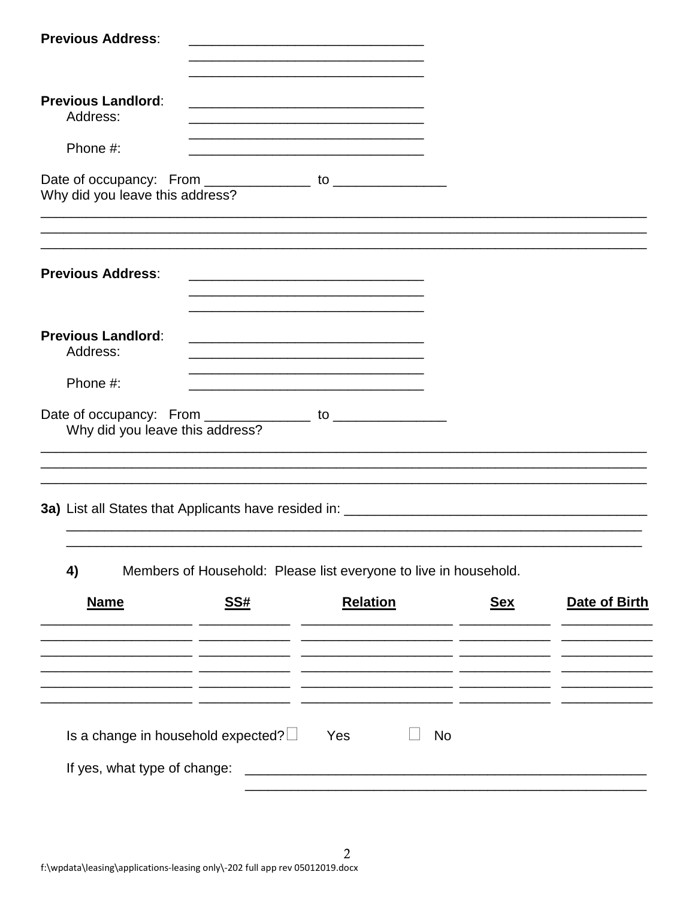**Previous Address**: \_\_\_\_\_\_\_\_\_\_\_\_\_\_\_\_\_\_\_\_\_\_\_\_\_\_\_\_\_\_\_\_

\_\_\_\_\_\_\_\_\_\_\_\_\_\_\_\_\_\_\_\_\_\_\_\_\_\_\_\_\_\_\_\_

\_\_\_\_\_\_\_\_\_\_\_\_\_\_\_\_\_\_\_\_\_\_\_\_\_\_\_\_\_\_\_\_

**Previous Landlord**: \_\_\_\_\_\_\_\_\_\_\_\_\_\_\_\_\_\_\_\_\_\_\_\_\_\_\_\_\_\_\_\_

Address: \_\_\_\_\_\_\_\_\_\_\_\_\_\_\_\_\_\_\_\_\_\_\_\_\_\_\_\_\_\_\_\_

\_\_\_\_\_\_\_\_\_\_\_\_\_\_\_\_\_\_\_\_\_\_\_\_\_\_\_\_\_\_\_\_

Phone #: \_\_\_\_\_\_\_\_\_\_\_\_\_\_\_\_\_\_\_\_\_\_\_\_\_\_\_\_\_\_\_\_

Date of occupancy: From \_\_\_\_\_\_\_\_\_\_\_\_\_\_ to \_\_\_\_\_\_\_\_\_\_\_\_\_\_\_

Why did you leave this address?

\_\_\_\_\_\_\_\_\_\_\_\_\_\_\_\_\_\_\_\_\_\_\_\_\_\_\_\_\_\_\_\_\_\_\_\_\_\_\_\_\_\_\_\_\_\_\_\_\_\_\_\_\_\_\_\_\_\_\_\_\_\_\_\_\_\_\_\_\_\_\_\_\_\_\_\_\_\_

\_\_\_\_\_\_\_\_\_\_\_\_\_\_\_\_\_\_\_\_\_\_\_\_\_\_\_\_\_\_\_\_\_\_\_\_\_\_\_\_\_\_\_\_\_\_\_\_\_\_\_\_\_\_\_\_\_\_\_\_\_\_\_\_\_\_\_\_\_\_\_\_\_\_\_\_\_\_

\_\_\_\_\_\_\_\_\_\_\_\_\_\_\_\_\_\_\_\_\_\_\_\_\_\_\_\_\_\_\_\_\_\_\_\_\_\_\_\_\_\_\_\_\_\_\_\_\_\_\_\_\_\_\_\_\_\_\_\_\_\_\_\_\_\_\_\_\_\_\_\_\_\_\_\_\_\_

**Previous Address**: \_\_\_\_\_\_\_\_\_\_\_\_\_\_\_\_\_\_\_\_\_\_\_\_\_\_\_\_\_\_\_\_

\_\_\_\_\_\_\_\_\_\_\_\_\_\_\_\_\_\_\_\_\_\_\_\_\_\_\_\_\_\_\_\_

\_\_\_\_\_\_\_\_\_\_\_\_\_\_\_\_\_\_\_\_\_\_\_\_\_\_\_\_\_\_\_\_

**Previous Landlord**: \_\_\_\_\_\_\_\_\_\_\_\_\_\_\_\_\_\_\_\_\_\_\_\_\_\_\_\_\_\_\_\_

Address: \_\_\_\_\_\_\_\_\_\_\_\_\_\_\_\_\_\_\_\_\_\_\_\_\_\_\_\_\_\_\_\_

\_\_\_\_\_\_\_\_\_\_\_\_\_\_\_\_\_\_\_\_\_\_\_\_\_\_\_\_\_\_\_\_

Phone #: \_\_\_\_\_\_\_\_\_\_\_\_\_\_\_\_\_\_\_\_\_\_\_\_\_\_\_\_\_\_\_\_

Date of occupancy: From \_\_\_\_\_\_\_\_\_\_\_\_\_\_ to \_\_\_\_\_\_\_\_\_\_\_\_\_\_\_

Why did you leave this address?

\_\_\_\_\_\_\_\_\_\_\_\_\_\_\_\_\_\_\_\_\_\_\_\_\_\_\_\_\_\_\_\_\_\_\_\_\_\_\_\_\_\_\_\_\_\_\_\_\_\_\_\_\_\_\_\_\_\_\_\_\_\_\_\_\_\_\_\_\_\_\_\_\_\_\_\_\_\_

\_\_\_\_\_\_\_\_\_\_\_\_\_\_\_\_\_\_\_\_\_\_\_\_\_\_\_\_\_\_\_\_\_\_\_\_\_\_\_\_\_\_\_\_\_\_\_\_\_\_\_\_\_\_\_\_\_\_\_\_\_\_\_\_\_\_\_\_\_\_\_\_\_\_\_\_\_\_

\_\_\_\_\_\_\_\_\_\_\_\_\_\_\_\_\_\_\_\_\_\_\_\_\_\_\_\_\_\_\_\_\_\_\_\_\_\_\_\_\_\_\_\_\_\_\_\_\_\_\_\_\_\_\_\_\_\_\_\_\_\_\_\_\_\_\_\_\_\_\_\_\_\_\_\_\_\_

**3a)** List all States that Applicants have resided in: \_\_\_\_\_\_\_\_\_\_\_\_\_\_\_\_\_\_\_\_\_\_\_\_\_\_\_\_\_\_\_\_\_\_\_\_\_\_\_\_

\_\_\_\_\_\_\_\_\_\_\_\_\_\_\_\_\_\_\_\_\_\_\_\_\_\_\_\_\_\_\_\_\_\_\_\_\_\_\_\_\_\_\_\_\_\_\_\_\_\_\_\_\_\_\_\_\_\_\_\_\_\_\_\_\_\_\_\_\_\_\_\_\_\_\_\_

\_\_\_\_\_\_\_\_\_\_\_\_\_\_\_\_\_\_\_\_\_\_\_\_\_\_\_\_\_\_\_\_\_\_\_\_\_\_\_\_\_\_\_\_\_\_\_\_\_\_\_\_\_\_\_\_\_\_\_\_\_\_\_\_\_\_\_\_\_\_\_\_\_\_\_\_

**4)** Members of Household: Please list everyone to live in household.

| Name | SS# | Relation | Sex | Date of Birth |
|---|---|---|---|---|
| | | | | |
| | | | | |
| | | | | |
| | | | | |
| | | | | |

Is a change in household expected? ☐ Yes ☐ No

If yes, what type of change: \_\_\_\_\_\_\_\_\_\_\_\_\_\_\_\_\_\_\_\_\_\_\_\_\_\_\_\_\_\_\_\_\_\_\_\_\_\_\_\_\_\_\_\_\_\_\_\_\_\_\_\_\_\_

\_\_\_\_\_\_\_\_\_\_\_\_\_\_\_\_\_\_\_\_\_\_\_\_\_\_\_\_\_\_\_\_\_\_\_\_\_\_\_\_\_\_\_\_\_\_\_\_\_\_\_\_\_\_

f:\wpdata\leasing\applications-leasing only\-202 full app rev 05012019.docx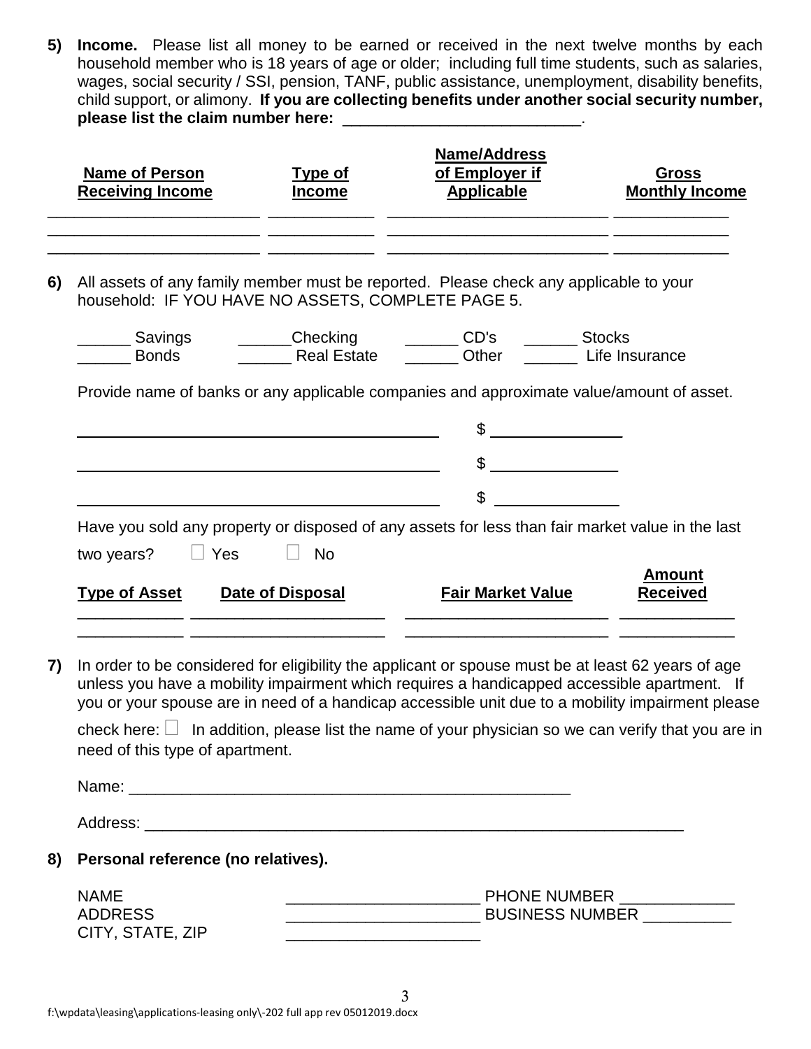**5) Income.** Please list all money to be earned or received in the next twelve months by each household member who is 18 years of age or older; including full time students, such as salaries, wages, social security / SSI, pension, TANF, public assistance, unemployment, disability benefits, child support, or alimony. **If you are collecting benefits under another social security number, please list the claim number here:** ___________________________.

| Name of Person Receiving Income | Type of Income | Name/Address of Employer if Applicable | Gross Monthly Income |
|---|---|---|---|
| | | | |
| | | | |
| | | | |

**6)** All assets of any family member must be reported. Please check any applicable to your household: IF YOU HAVE NO ASSETS, COMPLETE PAGE 5.

______ Savings ______Checking ______ CD's ______ Stocks
______ Bonds ______ Real Estate ______ Other ______ Life Insurance

Provide name of banks or any applicable companies and approximate value/amount of asset.

____________________________________________ $ _______________

____________________________________________ $ _______________

____________________________________________ $ _______________

Have you sold any property or disposed of any assets for less than fair market value in the last two years? ☐ Yes ☐ No

| Type of Asset | Date of Disposal | Fair Market Value | Amount Received |
|---|---|---|---|
| | | | |
| | | | |

**7)** In order to be considered for eligibility the applicant or spouse must be at least 62 years of age unless you have a mobility impairment which requires a handicapped accessible apartment. If you or your spouse are in need of a handicap accessible unit due to a mobility impairment please check here: ☐ In addition, please list the name of your physician so we can verify that you are in need of this type of apartment.

Name: ______________________________________________________

Address: _________________________________________________________________

**8) Personal reference (no relatives).**

NAME ______________________ PHONE NUMBER _____________
ADDRESS ______________________ BUSINESS NUMBER __________
CITY, STATE, ZIP ______________________

f:\wpdata\leasing\applications-leasing only\-202 full app rev 05012019.docx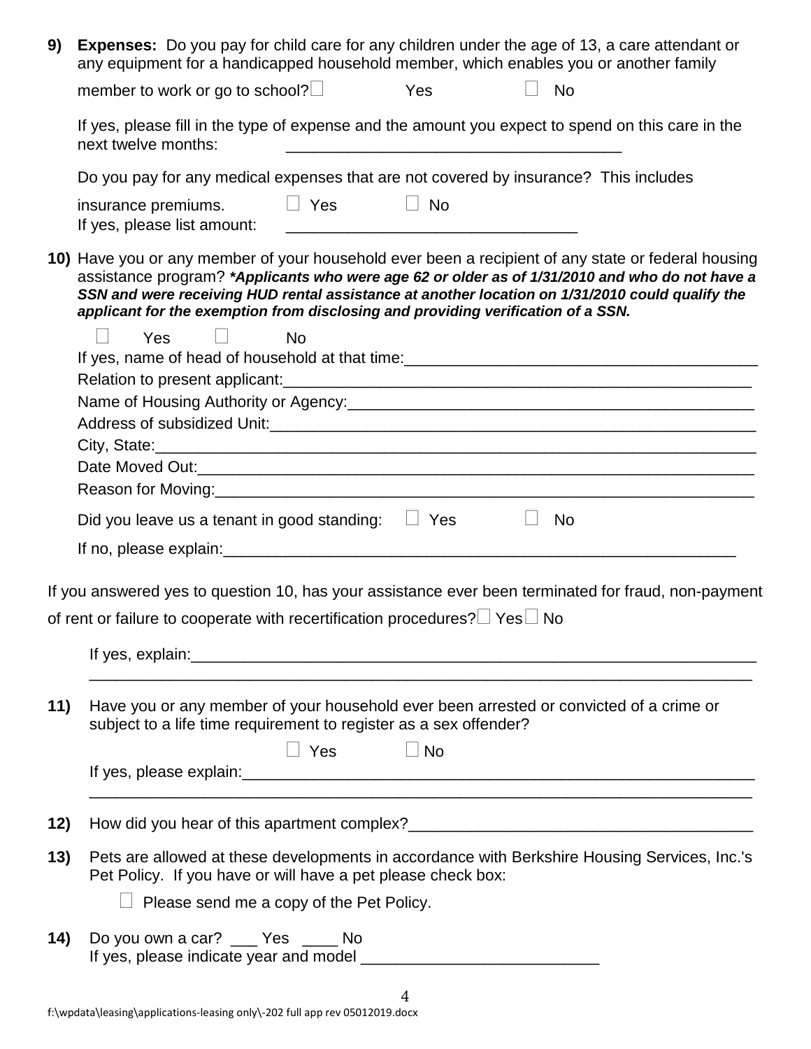**9) Expenses:** Do you pay for child care for any children under the age of 13, a care attendant or any equipment for a handicapped household member, which enables you or another family member to work or go to school? ☐ Yes ☐ No

If yes, please fill in the type of expense and the amount you expect to spend on this care in the next twelve months: ______________________________________

Do you pay for any medical expenses that are not covered by insurance? This includes insurance premiums. ☐ Yes ☐ No

If yes, please list amount: _________________________________

**10)** Have you or any member of your household ever been a recipient of any state or federal housing assistance program? ***Applicants who were age 62 or older as of 1/31/2010 and who do not have a SSN and were receiving HUD rental assistance at another location on 1/31/2010 could qualify the applicant for the exemption from disclosing and providing verification of a SSN.***

☐ Yes ☐ No

If yes, name of head of household at that time:________________________________________

Relation to present applicant:_____________________________________________________

Name of Housing Authority or Agency:_______________________________________________

Address of subsidized Unit:_______________________________________________________

City, State:____________________________________________________________________

Date Moved Out:_______________________________________________________________

Reason for Moving:_____________________________________________________________

Did you leave us a tenant in good standing: ☐ Yes ☐ No

If no, please explain:___________________________________________________________

If you answered yes to question 10, has your assistance ever been terminated for fraud, non-payment of rent or failure to cooperate with recertification procedures? ☐ Yes ☐ No

If yes, explain:_________________________________________________________________

______________________________________________________________________________

**11)** Have you or any member of your household ever been arrested or convicted of a crime or subject to a life time requirement to register as a sex offender?

☐ Yes ☐ No

If yes, please explain:___________________________________________________________

______________________________________________________________________________

**12)** How did you hear of this apartment complex?_______________________________________

**13)** Pets are allowed at these developments in accordance with Berkshire Housing Services, Inc.'s Pet Policy. If you have or will have a pet please check box:

☐ Please send me a copy of the Pet Policy.

**14)** Do you own a car? ___ Yes ____ No

If yes, please indicate year and model __________________________

f:\wpdata\leasing\applications-leasing only\-202 full app rev 05012019.docx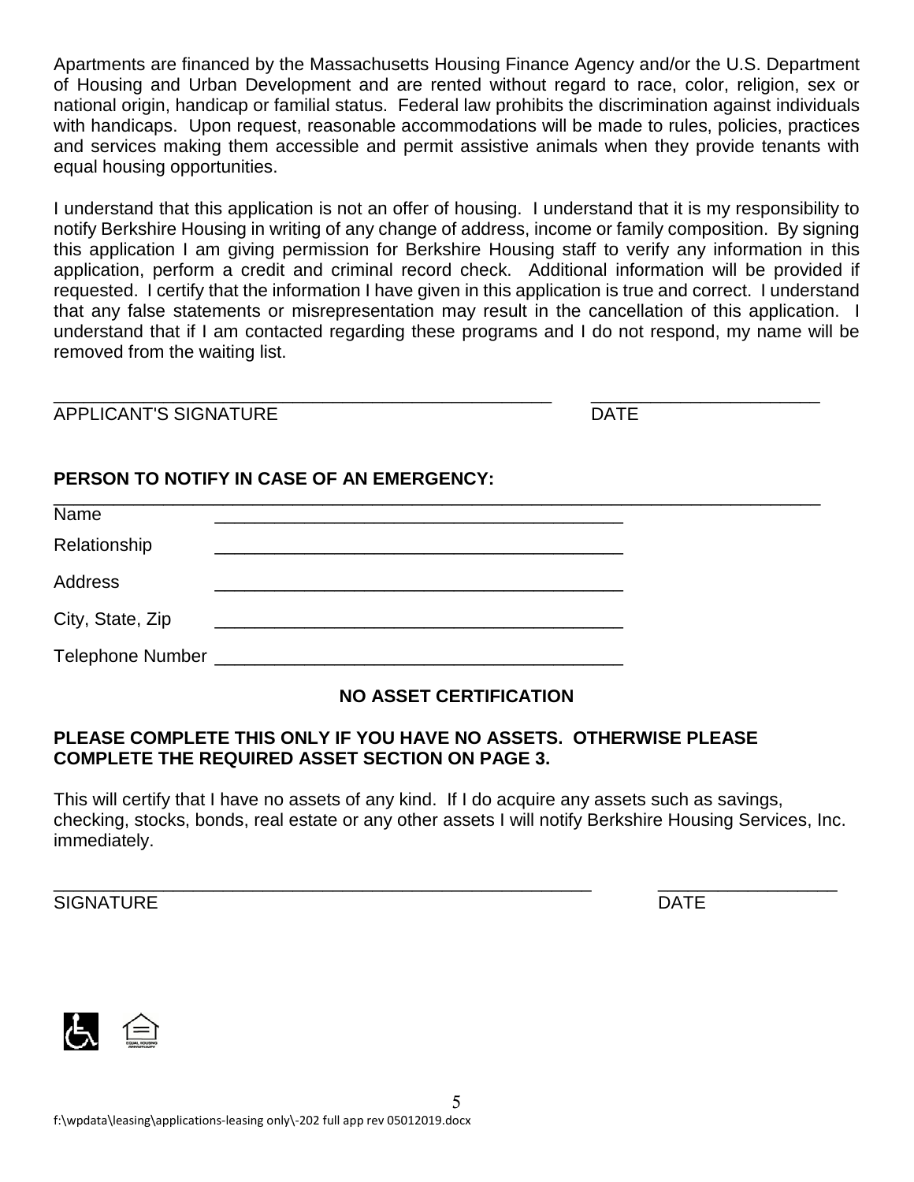Apartments are financed by the Massachusetts Housing Finance Agency and/or the U.S. Department of Housing and Urban Development and are rented without regard to race, color, religion, sex or national origin, handicap or familial status. Federal law prohibits the discrimination against individuals with handicaps. Upon request, reasonable accommodations will be made to rules, policies, practices and services making them accessible and permit assistive animals when they provide tenants with equal housing opportunities.

I understand that this application is not an offer of housing. I understand that it is my responsibility to notify Berkshire Housing in writing of any change of address, income or family composition. By signing this application I am giving permission for Berkshire Housing staff to verify any information in this application, perform a credit and criminal record check. Additional information will be provided if requested. I certify that the information I have given in this application is true and correct. I understand that any false statements or misrepresentation may result in the cancellation of this application. I understand that if I am contacted regarding these programs and I do not respond, my name will be removed from the waiting list.

_____________________________________________________ ________________________
APPLICANT'S SIGNATURE DATE

**PERSON TO NOTIFY IN CASE OF AN EMERGENCY:**

Name ___________________________________________

Relationship ___________________________________________

Address ___________________________________________

City, State, Zip ___________________________________________

Telephone Number ___________________________________________

**NO ASSET CERTIFICATION**

**PLEASE COMPLETE THIS ONLY IF YOU HAVE NO ASSETS. OTHERWISE PLEASE COMPLETE THE REQUIRED ASSET SECTION ON PAGE 3.**

This will certify that I have no assets of any kind. If I do acquire any assets such as savings, checking, stocks, bonds, real estate or any other assets I will notify Berkshire Housing Services, Inc. immediately.

_________________________________________________________ ___________________
SIGNATURE DATE

f:\wpdata\leasing\applications-leasing only\-202 full app rev 05012019.docx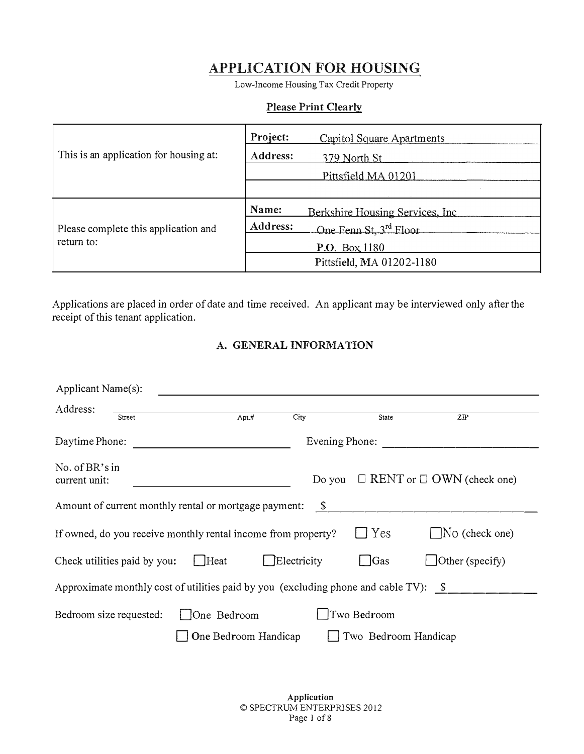# APPLICATION FOR HOUSING

Low-Income Housing Tax Credit Property

**Please Print Clearly**

| | |
|---|---|
| This is an application for housing at: | **Project:** Capitol Square Apartments<br>**Address:** 379 North St<br>Pittsfield MA 01201 |
| Please complete this application and return to: | **Name:** Berkshire Housing Services, Inc<br>**Address:** One Fenn St, 3rd Floor<br>P.O. Box 1180<br>Pittsfield, MA 01202-1180 |

Applications are placed in order of date and time received. An applicant may be interviewed only after the receipt of this tenant application.

## A. GENERAL INFORMATION

Applicant Name(s): ______________________________

Address: ______________________________
Street Apt.# City State ZIP

Daytime Phone: ______________ Evening Phone: ______________

No. of BR's in current unit: ______________ Do you ☐ RENT or ☐ OWN (check one)

Amount of current monthly rental or mortgage payment: $ ______________

If owned, do you receive monthly rental income from property? ☐ Yes ☐ No (check one)

Check utilities paid by you: ☐ Heat ☐ Electricity ☐ Gas ☐ Other (specify)

Approximate monthly cost of utilities paid by you (excluding phone and cable TV): $ ______________

Bedroom size requested: ☐ One Bedroom ☐ Two Bedroom
☐ One Bedroom Handicap ☐ Two Bedroom Handicap

Application
© SPECTRUM ENTERPRISES 2012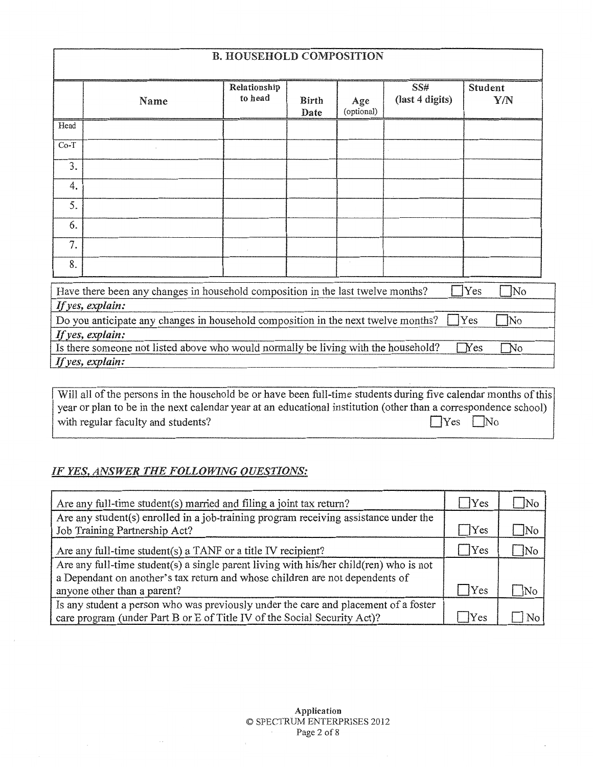## B. HOUSEHOLD COMPOSITION

| | Name | Relationship to head | Birth Date | Age (optional) | SS# (last 4 digits) | Student Y/N |
|---|---|---|---|---|---|---|
| Head | | | | | | |
| Co-T | | | | | | |
| 3. | | | | | | |
| 4. | | | | | | |
| 5. | | | | | | |
| 6. | | | | | | |
| 7. | | | | | | |
| 8. | | | | | | |

Have there been any changes in household composition in the last twelve months? ☐Yes ☐No

*If yes, explain:*

Do you anticipate any changes in household composition in the next twelve months? ☐Yes ☐No

*If yes, explain:*

Is there someone not listed above who would normally be living with the household? ☐Yes ☐No

*If yes, explain:*

Will all of the persons in the household be or have been full-time students during five calendar months of this year or plan to be in the next calendar year at an educational institution (other than a correspondence school) with regular faculty and students? ☐Yes ☐No

***IF YES, ANSWER THE FOLLOWING QUESTIONS:***

| | | |
|---|---|---|
| Are any full-time student(s) married and filing a joint tax return? | ☐Yes | ☐No |
| Are any student(s) enrolled in a job-training program receiving assistance under the Job Training Partnership Act? | ☐Yes | ☐No |
| Are any full-time student(s) a TANF or a title IV recipient? | ☐Yes | ☐No |
| Are any full-time student(s) a single parent living with his/her child(ren) who is not a Dependant on another's tax return and whose children are not dependents of anyone other than a parent? | ☐Yes | ☐No |
| Is any student a person who was previously under the care and placement of a foster care program (under Part B or E of Title IV of the Social Security Act)? | ☐Yes | ☐No |

Application
© SPECTRUM ENTERPRISES 2012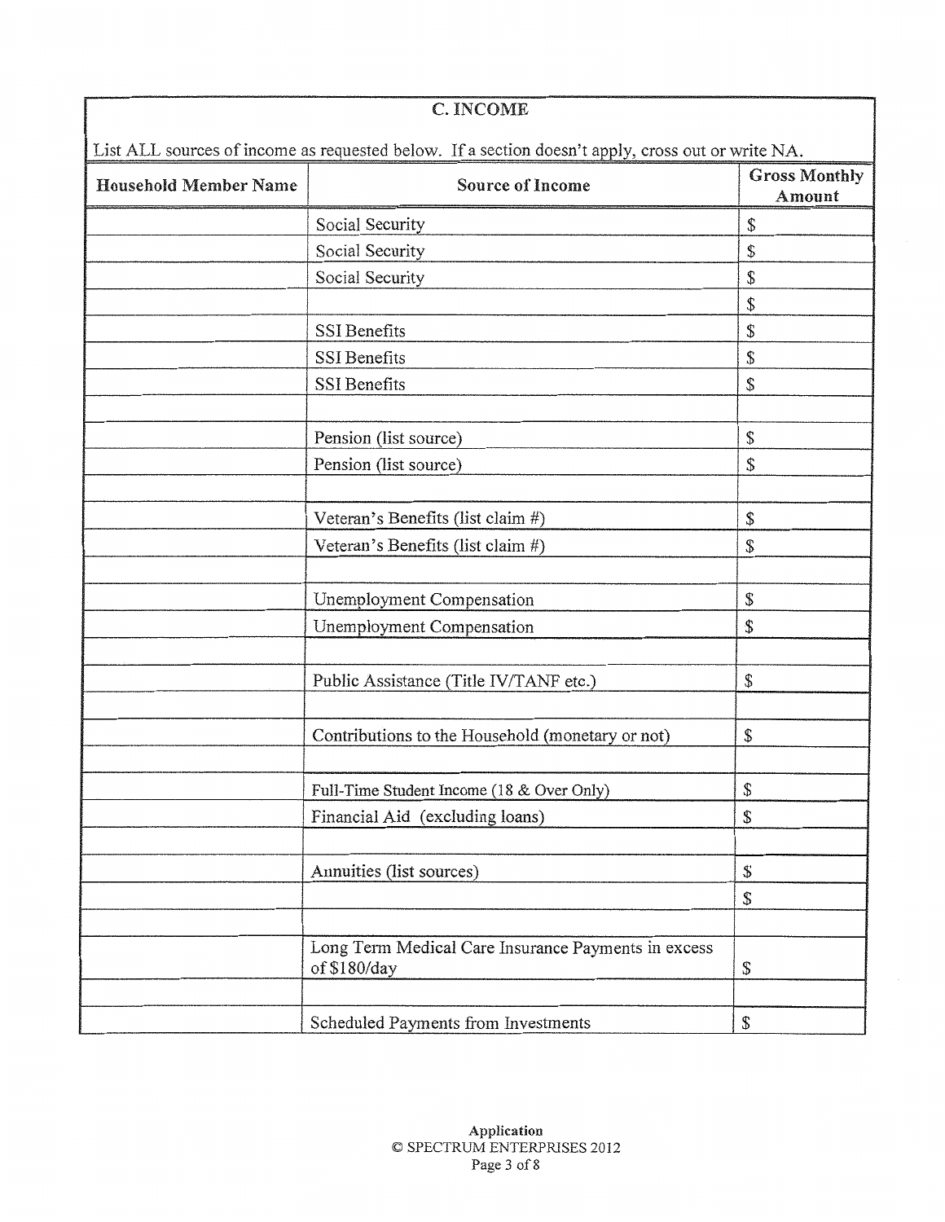## C. INCOME

List ALL sources of income as requested below. If a section doesn't apply, cross out or write NA.

| Household Member Name | Source of Income | Gross Monthly Amount |
|---|---|---|
| | Social Security | $ |
| | Social Security | $ |
| | Social Security | $ |
| | | $ |
| | SSI Benefits | $ |
| | SSI Benefits | $ |
| | SSI Benefits | $ |
| | | |
| | Pension (list source) | $ |
| | Pension (list source) | $ |
| | | |
| | Veteran's Benefits (list claim #) | $ |
| | Veteran's Benefits (list claim #) | $ |
| | | |
| | Unemployment Compensation | $ |
| | Unemployment Compensation | $ |
| | | |
| | Public Assistance (Title IV/TANF etc.) | $ |
| | | |
| | Contributions to the Household (monetary or not) | $ |
| | | |
| | Full-Time Student Income (18 & Over Only) | $ |
| | Financial Aid (excluding loans) | $ |
| | | |
| | Annuities (list sources) | $ |
| | | $ |
| | | |
| | Long Term Medical Care Insurance Payments in excess of $180/day | $ |
| | | |
| | Scheduled Payments from Investments | $ |

Application
© SPECTRUM ENTERPRISES 2012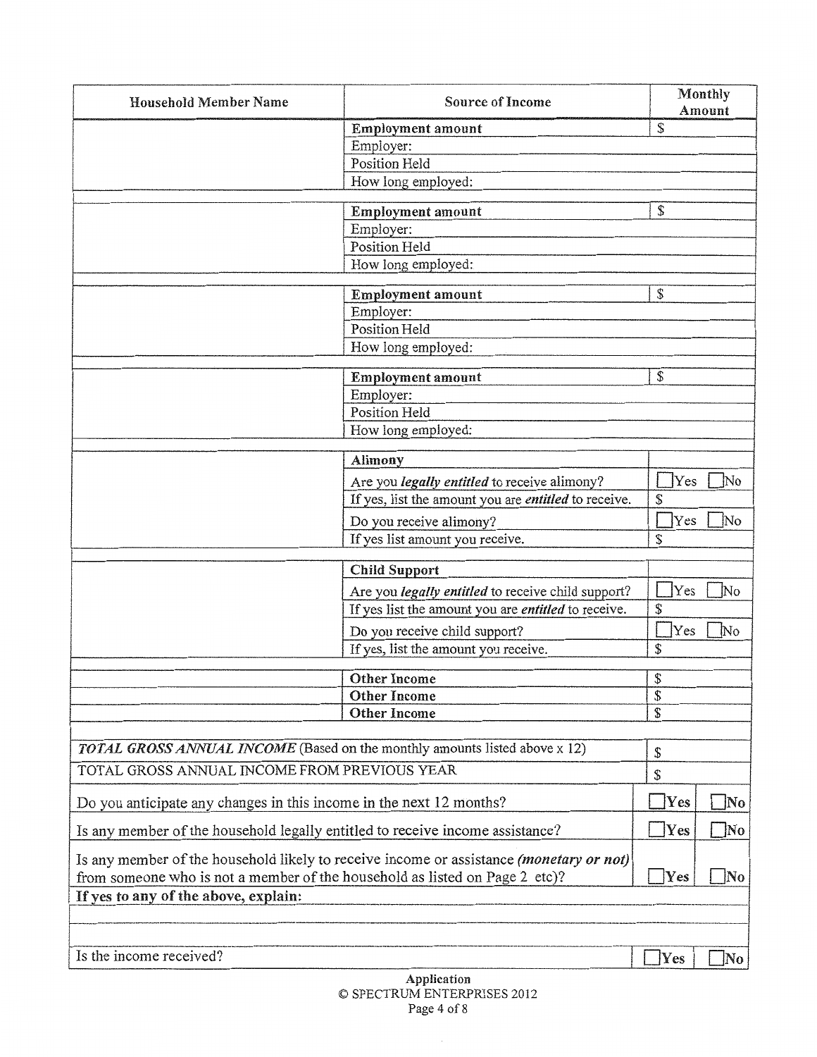| Household Member Name | Source of Income | Monthly Amount |
|---|---|---|
| | **Employment amount** | $ |
| | Employer: | |
| | Position Held | |
| | How long employed: | |
| | **Employment amount** | $ |
| | Employer: | |
| | Position Held | |
| | How long employed: | |
| | **Employment amount** | $ |
| | Employer: | |
| | Position Held | |
| | How long employed: | |
| | **Employment amount** | $ |
| | Employer: | |
| | Position Held | |
| | How long employed: | |
| | **Alimony** | |
| | Are you ***legally entitled*** to receive alimony? | ☐Yes ☐No |
| | If yes, list the amount you are ***entitled*** to receive. | $ |
| | Do you receive alimony? | ☐Yes ☐No |
| | If yes list amount you receive. | $ |
| | **Child Support** | |
| | Are you ***legally entitled*** to receive child support? | ☐Yes ☐No |
| | If yes list the amount you are ***entitled*** to receive. | $ |
| | Do you receive child support? | ☐Yes ☐No |
| | If yes, list the amount you receive. | $ |
| | **Other Income** | $ |
| | **Other Income** | $ |
| | **Other Income** | $ |

| | | |
|---|---|---|
| ***TOTAL GROSS ANNUAL INCOME*** (Based on the monthly amounts listed above x 12) | $ | |
| TOTAL GROSS ANNUAL INCOME FROM PREVIOUS YEAR | $ | |
| Do you anticipate any changes in this income in the next 12 months? | ☐**Yes** | ☐**No** |
| Is any member of the household legally entitled to receive income assistance? | ☐**Yes** | ☐**No** |
| Is any member of the household likely to receive income or assistance ***(monetary or not)*** from someone who is not a member of the household as listed on Page 2 etc)? | ☐**Yes** | ☐**No** |
| **If yes to any of the above, explain:** | | |
| | | |
| | | |
| Is the income received? | ☐**Yes** | ☐**No** |

Application

© SPECTRUM ENTERPRISES 2012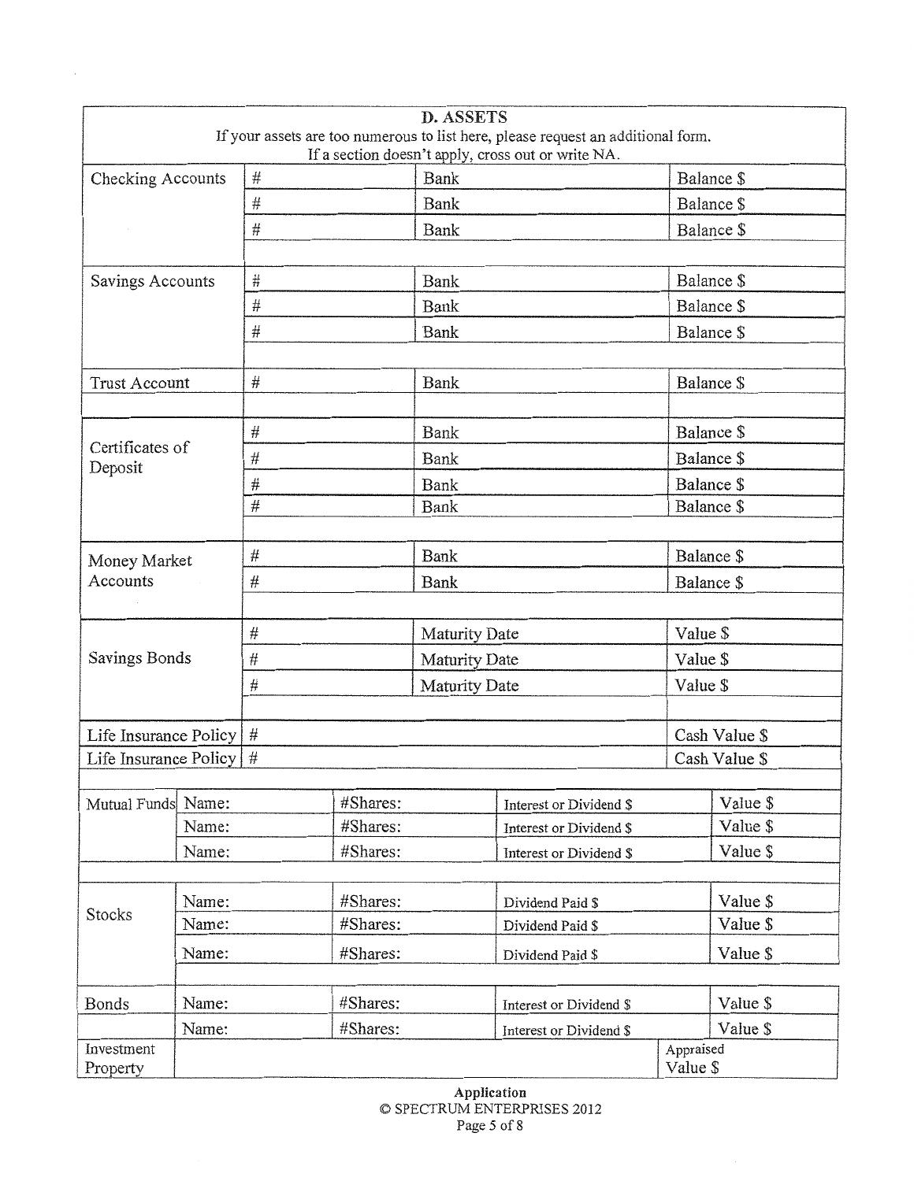## D. ASSETS

If your assets are too numerous to list here, please request an additional form.
If a section doesn't apply, cross out or write NA.

| | | | |
|---|---|---|---|
| Checking Accounts | # | Bank | Balance $ |
| | # | Bank | Balance $ |
| | # | Bank | Balance $ |
| Savings Accounts | # | Bank | Balance $ |
| | # | Bank | Balance $ |
| | # | Bank | Balance $ |
| Trust Account | # | Bank | Balance $ |
| Certificates of Deposit | # | Bank | Balance $ |
| | # | Bank | Balance $ |
| | # | Bank | Balance $ |
| | # | Bank | Balance $ |
| Money Market Accounts | # | Bank | Balance $ |
| | # | Bank | Balance $ |
| Savings Bonds | # | Maturity Date | Value $ |
| | # | Maturity Date | Value $ |
| | # | Maturity Date | Value $ |
| Life Insurance Policy | # | | Cash Value $ |
| Life Insurance Policy | # | | Cash Value $ |

| | | | | |
|---|---|---|---|---|
| Mutual Funds | Name: | #Shares: | Interest or Dividend $ | Value $ |
| | Name: | #Shares: | Interest or Dividend $ | Value $ |
| | Name: | #Shares: | Interest or Dividend $ | Value $ |
| Stocks | Name: | #Shares: | Dividend Paid $ | Value $ |
| | Name: | #Shares: | Dividend Paid $ | Value $ |
| | Name: | #Shares: | Dividend Paid $ | Value $ |
| Bonds | Name: | #Shares: | Interest or Dividend $ | Value $ |
| | Name: | #Shares: | Interest or Dividend $ | Value $ |
| Investment Property | | | | Appraised Value $ |

**Application**
© SPECTRUM ENTERPRISES 2012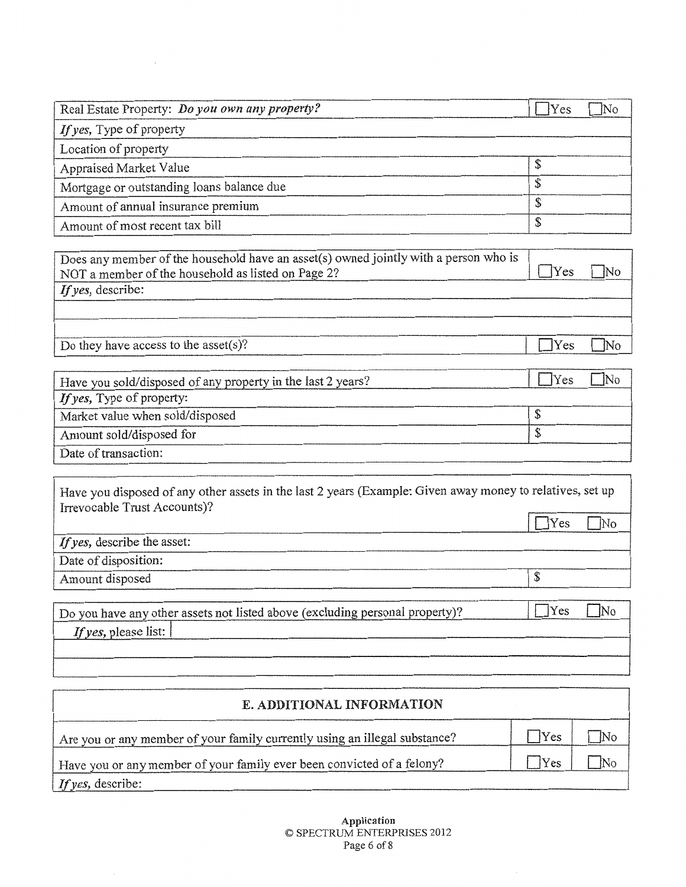| | |
|---|---|
| Real Estate Property: ***Do you own any property?*** | ☐Yes ☐No |
| ***If yes,*** Type of property | |
| Location of property | |
| Appraised Market Value | $ |
| Mortgage or outstanding loans balance due | $ |
| Amount of annual insurance premium | $ |
| Amount of most recent tax bill | $ |

| | |
|---|---|
| Does any member of the household have an asset(s) owned jointly with a person who is NOT a member of the household as listed on Page 2? | ☐Yes ☐No |
| ***If yes,*** describe: | |
| | |
| | |
| Do they have access to the asset(s)? | ☐Yes ☐No |

| | |
|---|---|
| Have you sold/disposed of any property in the last 2 years? | ☐Yes ☐No |
| ***If yes,*** Type of property: | |
| Market value when sold/disposed | $ |
| Amount sold/disposed for | $ |
| Date of transaction: | |

| | |
|---|---|
| Have you disposed of any other assets in the last 2 years (Example: Given away money to relatives, set up Irrevocable Trust Accounts)? | ☐Yes ☐No |
| ***If yes,*** describe the asset: | |
| Date of disposition: | |
| Amount disposed | $ |

| | |
|---|---|
| Do you have any other assets not listed above (excluding personal property)? | ☐Yes ☐No |
| ***If yes,*** please list: | |
| | |
| | |

## E. ADDITIONAL INFORMATION

| | | |
|---|---|---|
| Are you or any member of your family currently using an illegal substance? | ☐Yes | ☐No |
| Have you or any member of your family ever been convicted of a felony? | ☐Yes | ☐No |
| ***If yes,*** describe: | | |

Application
© SPECTRUM ENTERPRISES 2012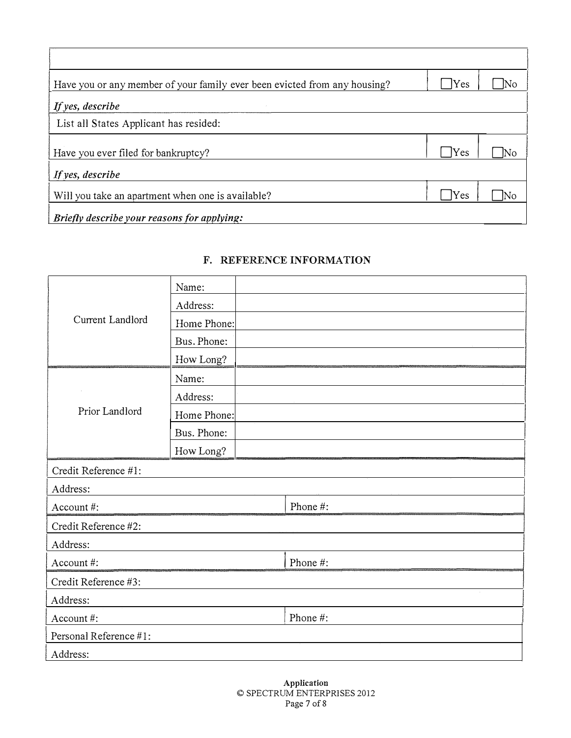| | | |
|---|---|---|
| | | |
| Have you or any member of your family ever been evicted from any housing? | ☐Yes | ☐No |
| *If yes, describe* | | |
| List all States Applicant has resided: | | |
| Have you ever filed for bankruptcy? | ☐Yes | ☐No |
| *If yes, describe* | | |
| Will you take an apartment when one is available? | ☐Yes | ☐No |
| ***Briefly describe your reasons for applying:*** | | |

## F. REFERENCE INFORMATION

| | | |
|---|---|---|
| Current Landlord | Name: | |
| | Address: | |
| | Home Phone: | |
| | Bus. Phone: | |
| | How Long? | |
| Prior Landlord | Name: | |
| | Address: | |
| | Home Phone: | |
| | Bus. Phone: | |
| | How Long? | |

| | |
|---|---|
| Credit Reference #1: | |
| Address: | |
| Account #: | Phone #: |
| Credit Reference #2: | |
| Address: | |
| Account #: | Phone #: |
| Credit Reference #3: | |
| Address: | |
| Account #: | Phone #: |
| Personal Reference #1: | |
| Address: | |

Application
© SPECTRUM ENTERPRISES 2012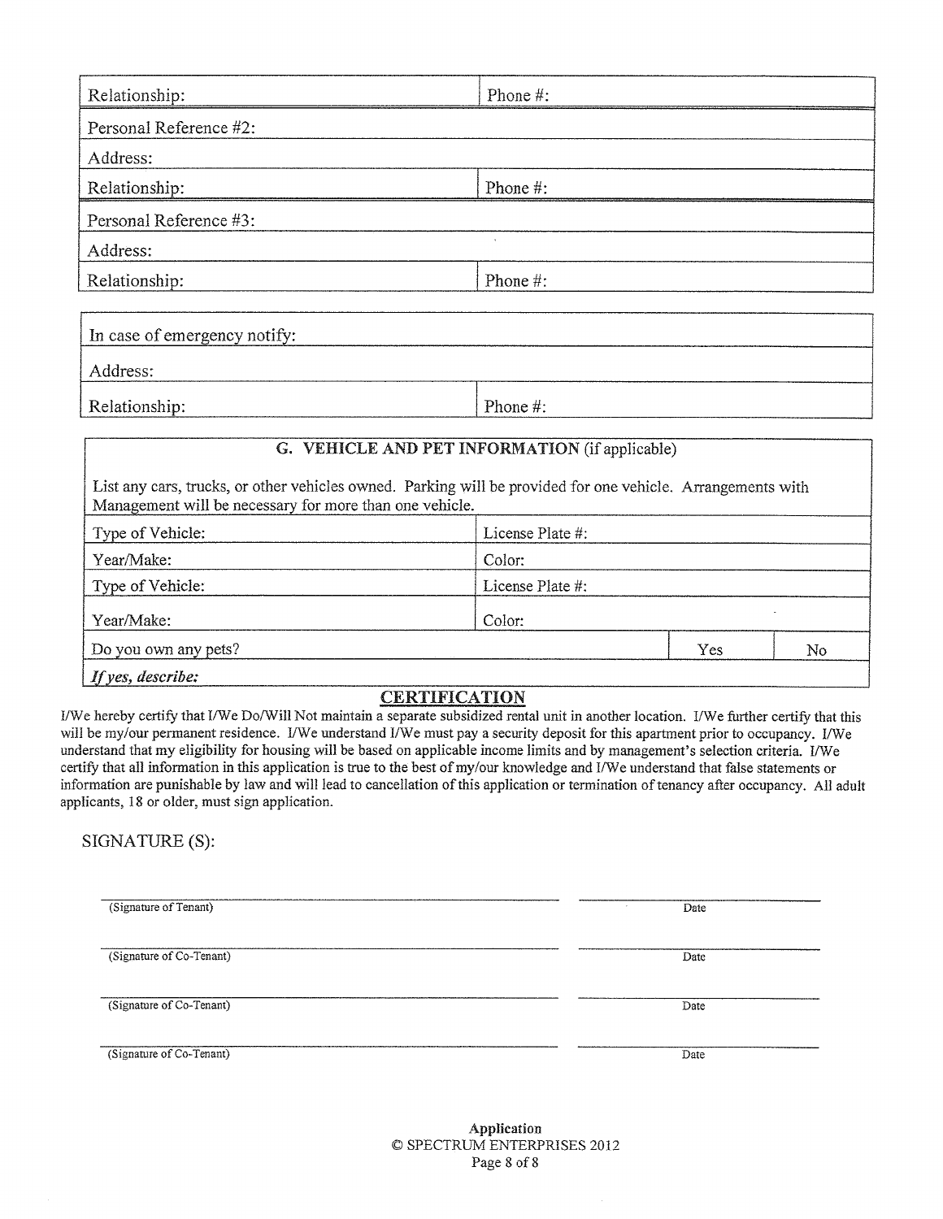| | |
|---|---|
| Relationship: | Phone #: |
| Personal Reference #2: | |
| Address: | |
| Relationship: | Phone #: |
| Personal Reference #3: | |
| Address: | |
| Relationship: | Phone #: |

| | |
|---|---|
| In case of emergency notify: | |
| Address: | |
| Relationship: | Phone #: |

## G. VEHICLE AND PET INFORMATION (if applicable)

List any cars, trucks, or other vehicles owned. Parking will be provided for one vehicle. Arrangements with Management will be necessary for more than one vehicle.

| | | | |
|---|---|---|---|
| Type of Vehicle: | License Plate #: | | |
| Year/Make: | Color: | | |
| Type of Vehicle: | License Plate #: | | |
| Year/Make: | Color: | | |
| Do you own any pets? | | Yes | No |
| *If yes, describe:* | | | |

## CERTIFICATION

I/We hereby certify that I/We Do/Will Not maintain a separate subsidized rental unit in another location. I/We further certify that this will be my/our permanent residence. I/We understand I/We must pay a security deposit for this apartment prior to occupancy. I/We understand that my eligibility for housing will be based on applicable income limits and by management's selection criteria. I/We certify that all information in this application is true to the best of my/our knowledge and I/We understand that false statements or information are punishable by law and will lead to cancellation of this application or termination of tenancy after occupancy. All adult applicants, 18 or older, must sign application.

SIGNATURE (S):

(Signature of Tenant) Date

(Signature of Co-Tenant) Date

(Signature of Co-Tenant) Date

(Signature of Co-Tenant) Date

Application
© SPECTRUM ENTERPRISES 2012